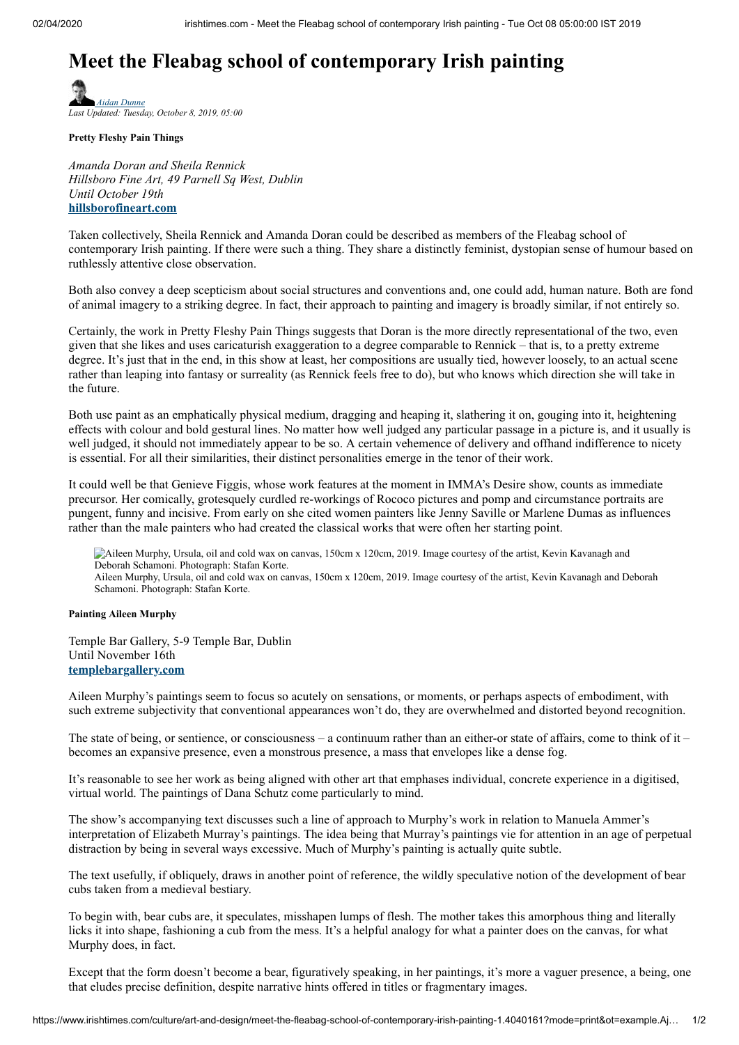# Meet the Fleabag school of contemporary Irish painting

*Aidan Dunne*
*Last Updated: Tuesday, October 8, 2019, 05:00*

**Pretty Fleshy Pain Things**

*Amanda Doran and Sheila Rennick*
*Hillsboro Fine Art, 49 Parnell Sq West, Dublin*
*Until October 19th*
**hillsborofineart.com**

Taken collectively, Sheila Rennick and Amanda Doran could be described as members of the Fleabag school of contemporary Irish painting. If there were such a thing. They share a distinctly feminist, dystopian sense of humour based on ruthlessly attentive close observation.

Both also convey a deep scepticism about social structures and conventions and, one could add, human nature. Both are fond of animal imagery to a striking degree. In fact, their approach to painting and imagery is broadly similar, if not entirely so.

Certainly, the work in Pretty Fleshy Pain Things suggests that Doran is the more directly representational of the two, even given that she likes and uses caricaturish exaggeration to a degree comparable to Rennick – that is, to a pretty extreme degree. It's just that in the end, in this show at least, her compositions are usually tied, however loosely, to an actual scene rather than leaping into fantasy or surreality (as Rennick feels free to do), but who knows which direction she will take in the future.

Both use paint as an emphatically physical medium, dragging and heaping it, slathering it on, gouging into it, heightening effects with colour and bold gestural lines. No matter how well judged any particular passage in a picture is, and it usually is well judged, it should not immediately appear to be so. A certain vehemence of delivery and offhand indifference to nicety is essential. For all their similarities, their distinct personalities emerge in the tenor of their work.

It could well be that Genieve Figgis, whose work features at the moment in IMMA's Desire show, counts as immediate precursor. Her comically, grotesquely curdled re-workings of Rococo pictures and pomp and circumstance portraits are pungent, funny and incisive. From early on she cited women painters like Jenny Saville or Marlene Dumas as influences rather than the male painters who had created the classical works that were often her starting point.

Aileen Murphy, Ursula, oil and cold wax on canvas, 150cm x 120cm, 2019. Image courtesy of the artist, Kevin Kavanagh and Deborah Schamoni. Photograph: Stafan Korte.

**Painting Aileen Murphy**

Temple Bar Gallery, 5-9 Temple Bar, Dublin
Until November 16th
**templebargallery.com**

Aileen Murphy's paintings seem to focus so acutely on sensations, or moments, or perhaps aspects of embodiment, with such extreme subjectivity that conventional appearances won't do, they are overwhelmed and distorted beyond recognition.

The state of being, or sentience, or consciousness – a continuum rather than an either-or state of affairs, come to think of it – becomes an expansive presence, even a monstrous presence, a mass that envelopes like a dense fog.

It's reasonable to see her work as being aligned with other art that emphases individual, concrete experience in a digitised, virtual world. The paintings of Dana Schutz come particularly to mind.

The show's accompanying text discusses such a line of approach to Murphy's work in relation to Manuela Ammer's interpretation of Elizabeth Murray's paintings. The idea being that Murray's paintings vie for attention in an age of perpetual distraction by being in several ways excessive. Much of Murphy's painting is actually quite subtle.

The text usefully, if obliquely, draws in another point of reference, the wildly speculative notion of the development of bear cubs taken from a medieval bestiary.

To begin with, bear cubs are, it speculates, misshapen lumps of flesh. The mother takes this amorphous thing and literally licks it into shape, fashioning a cub from the mess. It's a helpful analogy for what a painter does on the canvas, for what Murphy does, in fact.

Except that the form doesn't become a bear, figuratively speaking, in her paintings, it's more a vaguer presence, a being, one that eludes precise definition, despite narrative hints offered in titles or fragmentary images.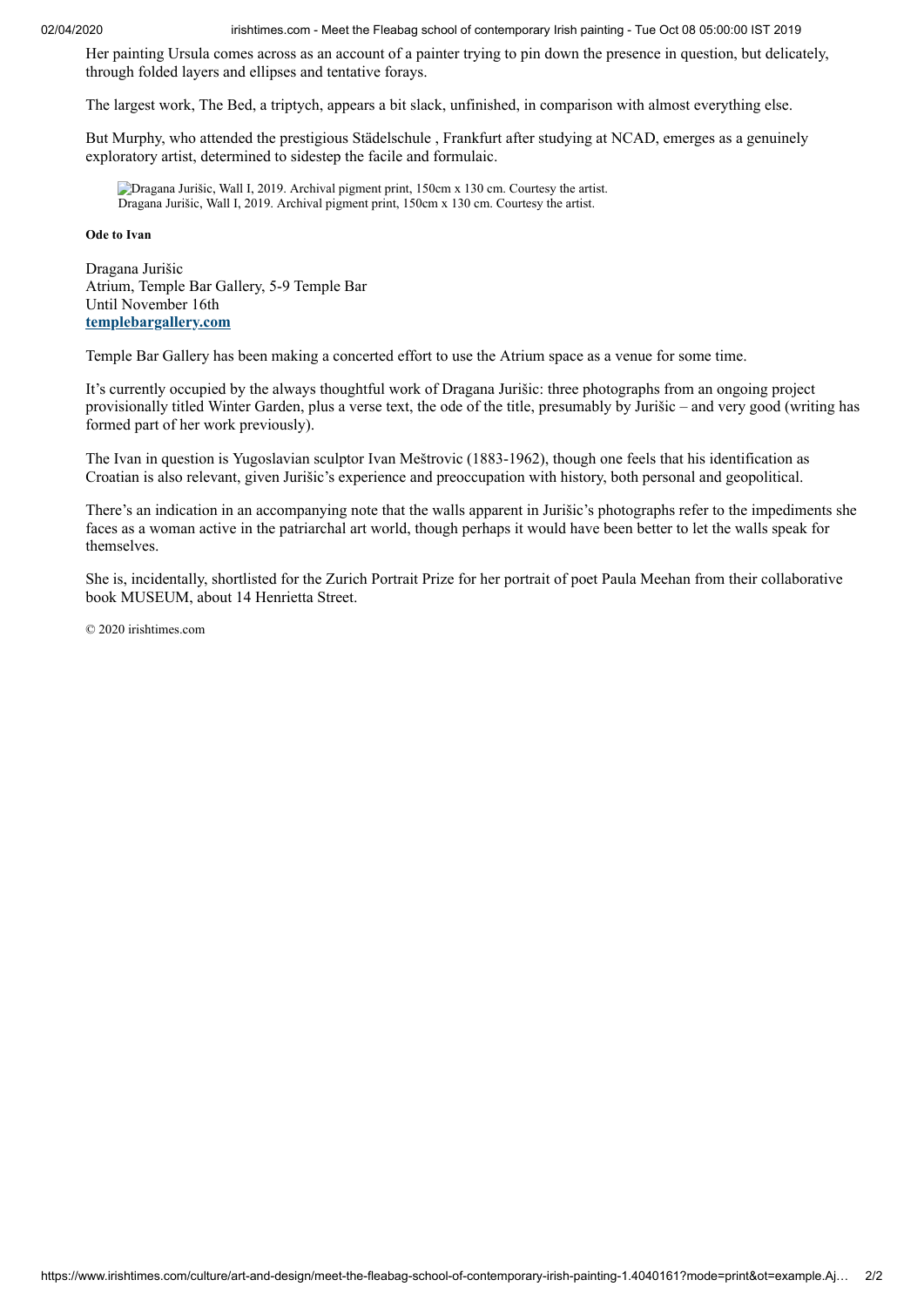Her painting Ursula comes across as an account of a painter trying to pin down the presence in question, but delicately, through folded layers and ellipses and tentative forays.

The largest work, The Bed, a triptych, appears a bit slack, unfinished, in comparison with almost everything else.

But Murphy, who attended the prestigious Städelschule , Frankfurt after studying at NCAD, emerges as a genuinely exploratory artist, determined to sidestep the facile and formulaic.

Dragana Jurišic, Wall I, 2019. Archival pigment print, 150cm x 130 cm. Courtesy the artist.
Dragana Jurišic, Wall I, 2019. Archival pigment print, 150cm x 130 cm. Courtesy the artist.

**Ode to Ivan**

Dragana Jurišic
Atrium, Temple Bar Gallery, 5-9 Temple Bar
Until November 16th
**templebargallery.com**

Temple Bar Gallery has been making a concerted effort to use the Atrium space as a venue for some time.

It's currently occupied by the always thoughtful work of Dragana Jurišic: three photographs from an ongoing project provisionally titled Winter Garden, plus a verse text, the ode of the title, presumably by Jurišic – and very good (writing has formed part of her work previously).

The Ivan in question is Yugoslavian sculptor Ivan Meštrovic (1883-1962), though one feels that his identification as Croatian is also relevant, given Jurišic's experience and preoccupation with history, both personal and geopolitical.

There's an indication in an accompanying note that the walls apparent in Jurišic's photographs refer to the impediments she faces as a woman active in the patriarchal art world, though perhaps it would have been better to let the walls speak for themselves.

She is, incidentally, shortlisted for the Zurich Portrait Prize for her portrait of poet Paula Meehan from their collaborative book MUSEUM, about 14 Henrietta Street.

© 2020 irishtimes.com